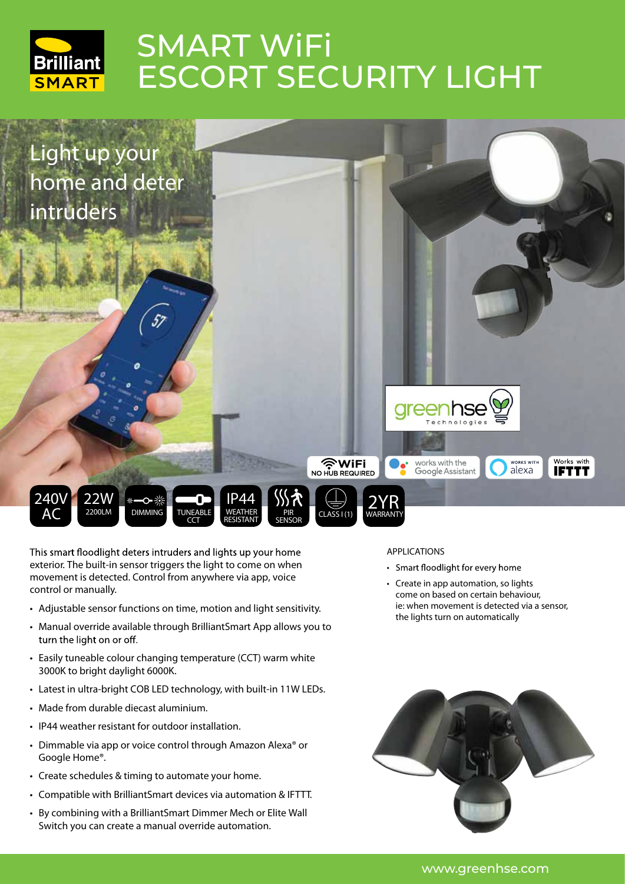Brilliant SMART

# SMART WiFi ESCORT SECURITY LIGHT

## Light up your home and deter intruders

greenhse Technologies

WiFi NO HUB REQUIRED | works with the Google Assistant | WORKS WITH alexa | Works with IFTTT

240V AC | 22W 2200LM | DIMMING | TUNEABLE CCT | IP44 WEATHER RESISTANT | PIR SENSOR | CLASS I (1) | 2YR WARRANTY

This smart floodlight deters intruders and lights up your home exterior. The built-in sensor triggers the light to come on when movement is detected. Control from anywhere via app, voice control or manually.

- Adjustable sensor functions on time, motion and light sensitivity.
- Manual override available through BrilliantSmart App allows you to turn the light on or off.
- Easily tuneable colour changing temperature (CCT) warm white 3000K to bright daylight 6000K.
- Latest in ultra-bright COB LED technology, with built-in 11W LEDs.
- Made from durable diecast aluminium.
- IP44 weather resistant for outdoor installation.
- Dimmable via app or voice control through Amazon Alexa® or Google Home®.
- Create schedules & timing to automate your home.
- Compatible with BrilliantSmart devices via automation & IFTTT.
- By combining with a BrilliantSmart Dimmer Mech or Elite Wall Switch you can create a manual override automation.

APPLICATIONS

- Smart floodlight for every home
- Create in app automation, so lights come on based on certain behaviour, ie: when movement is detected via a sensor, the lights turn on automatically

www.greenhse.com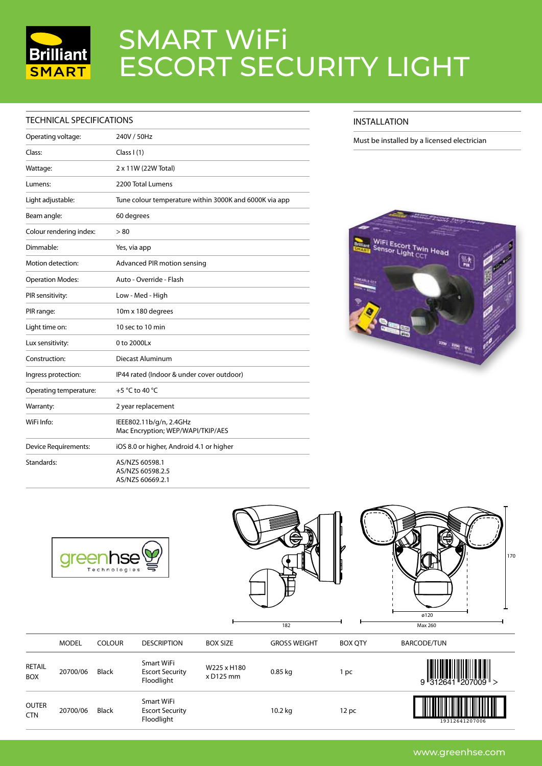# SMART WiFi ESCORT SECURITY LIGHT

## TECHNICAL SPECIFICATIONS

| | |
|---|---|
| Operating voltage: | 240V / 50Hz |
| Class: | Class I (1) |
| Wattage: | 2 x 11W (22W Total) |
| Lumens: | 2200 Total Lumens |
| Light adjustable: | Tune colour temperature within 3000K and 6000K via app |
| Beam angle: | 60 degrees |
| Colour rendering index: | > 80 |
| Dimmable: | Yes, via app |
| Motion detection: | Advanced PIR motion sensing |
| Operation Modes: | Auto - Override - Flash |
| PIR sensitivity: | Low - Med - High |
| PIR range: | 10m x 180 degrees |
| Light time on: | 10 sec to 10 min |
| Lux sensitivity: | 0 to 2000Lx |
| Construction: | Diecast Aluminum |
| Ingress protection: | IP44 rated (Indoor & under cover outdoor) |
| Operating temperature: | +5 °C to 40 °C |
| Warranty: | 2 year replacement |
| WiFi Info: | IEEE802.11b/g/n, 2.4GHz<br>Mac Encryption; WEP/WAPI/TKIP/AES |
| Device Requirements: | iOS 8.0 or higher, Android 4.1 or higher |
| Standards: | AS/NZS 60598.1<br>AS/NZS 60598.2.5<br>AS/NZS 60669.2.1 |

## INSTALLATION

Must be installed by a licensed electrician

182

ø120

Max 260

170

| | MODEL | COLOUR | DESCRIPTION | BOX SIZE | GROSS WEIGHT | BOX QTY | BARCODE/TUN |
|---|---|---|---|---|---|---|---|
| RETAIL BOX | 20700/06 | Black | Smart WiFi Escort Security Floodlight | W225 x H180 x D125 mm | 0.85 kg | 1 pc | 9 312641 207009 |
| OUTER CTN | 20700/06 | Black | Smart WiFi Escort Security Floodlight | | 10.2 kg | 12 pc | 19312641207006 |

www.greenhse.com